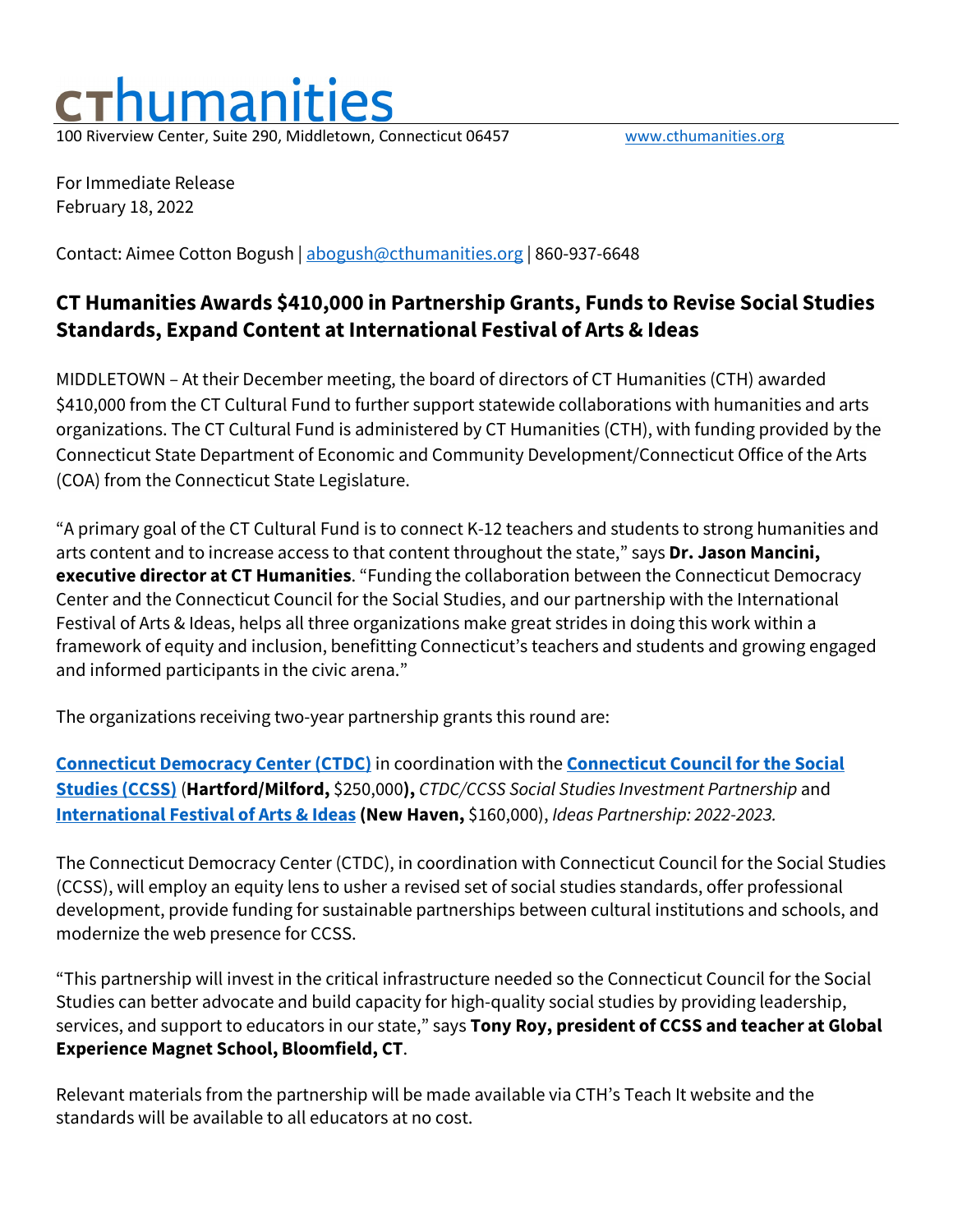cthumanities

100 Riverview Center, Suite 290, Middletown, Connecticut 06457 www.cthumanities.org

For Immediate Release
February 18, 2022

Contact: Aimee Cotton Bogush | abogush@cthumanities.org | 860-937-6648

## CT Humanities Awards $410,000 in Partnership Grants, Funds to Revise Social Studies Standards, Expand Content at International Festival of Arts & Ideas

MIDDLETOWN – At their December meeting, the board of directors of CT Humanities (CTH) awarded $410,000 from the CT Cultural Fund to further support statewide collaborations with humanities and arts organizations. The CT Cultural Fund is administered by CT Humanities (CTH), with funding provided by the Connecticut State Department of Economic and Community Development/Connecticut Office of the Arts (COA) from the Connecticut State Legislature.

"A primary goal of the CT Cultural Fund is to connect K-12 teachers and students to strong humanities and arts content and to increase access to that content throughout the state," says **Dr. Jason Mancini, executive director at CT Humanities**. "Funding the collaboration between the Connecticut Democracy Center and the Connecticut Council for the Social Studies, and our partnership with the International Festival of Arts & Ideas, helps all three organizations make great strides in doing this work within a framework of equity and inclusion, benefitting Connecticut's teachers and students and growing engaged and informed participants in the civic arena."

The organizations receiving two-year partnership grants this round are:

**Connecticut Democracy Center (CTDC)** in coordination with the **Connecticut Council for the Social Studies (CCSS)** (**Hartford/Milford,** $250,000**),** *CTDC/CCSS Social Studies Investment Partnership* and **International Festival of Arts & Ideas** **(New Haven,** $160,000), *Ideas Partnership: 2022-2023.*

The Connecticut Democracy Center (CTDC), in coordination with Connecticut Council for the Social Studies (CCSS), will employ an equity lens to usher a revised set of social studies standards, offer professional development, provide funding for sustainable partnerships between cultural institutions and schools, and modernize the web presence for CCSS.

"This partnership will invest in the critical infrastructure needed so the Connecticut Council for the Social Studies can better advocate and build capacity for high-quality social studies by providing leadership, services, and support to educators in our state," says **Tony Roy, president of CCSS and teacher at Global Experience Magnet School, Bloomfield, CT**.

Relevant materials from the partnership will be made available via CTH's Teach It website and the standards will be available to all educators at no cost.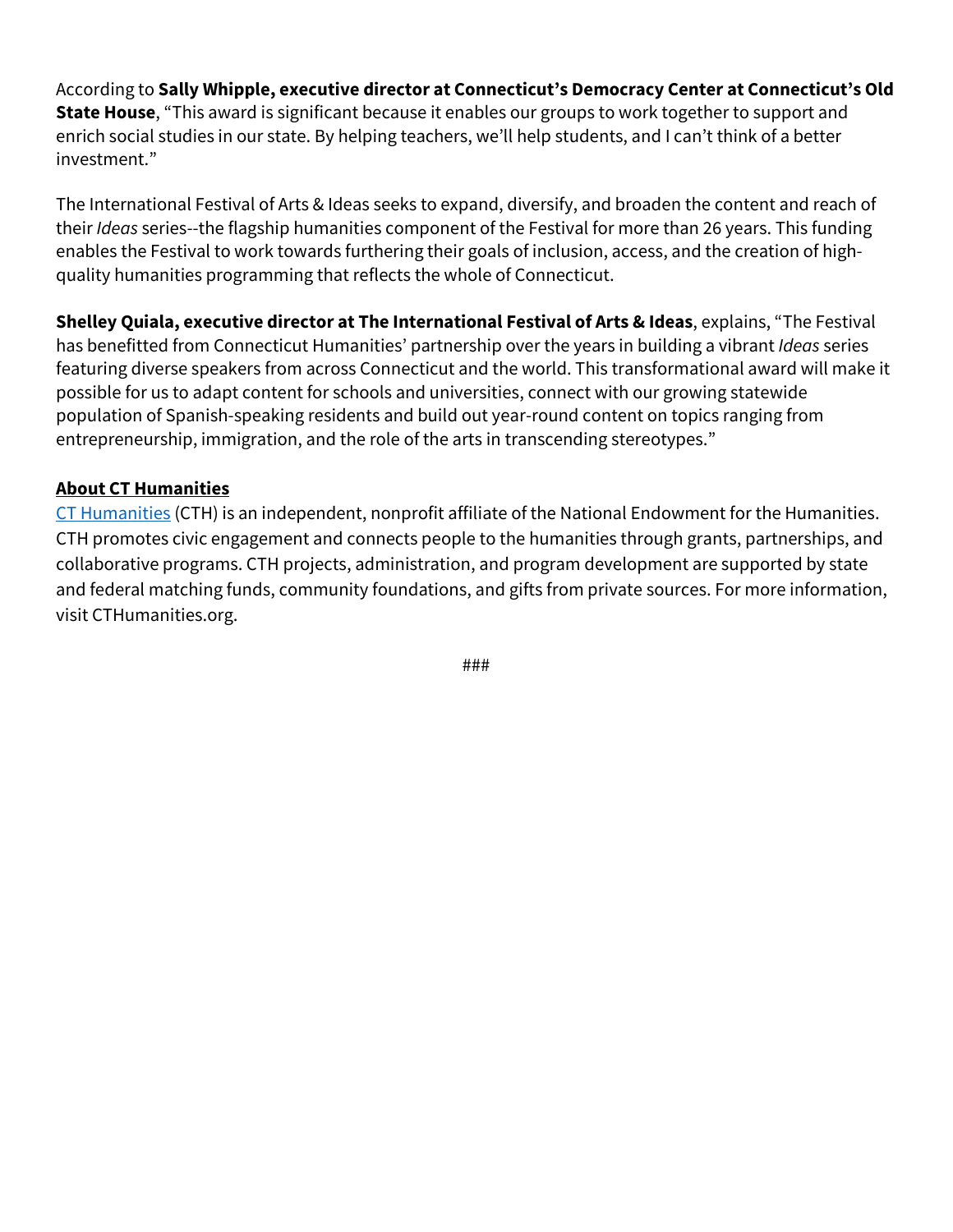According to **Sally Whipple, executive director at Connecticut's Democracy Center at Connecticut's Old State House**, "This award is significant because it enables our groups to work together to support and enrich social studies in our state. By helping teachers, we'll help students, and I can't think of a better investment."

The International Festival of Arts & Ideas seeks to expand, diversify, and broaden the content and reach of their *Ideas* series--the flagship humanities component of the Festival for more than 26 years. This funding enables the Festival to work towards furthering their goals of inclusion, access, and the creation of high-quality humanities programming that reflects the whole of Connecticut.

**Shelley Quiala, executive director at The International Festival of Arts & Ideas**, explains, "The Festival has benefitted from Connecticut Humanities' partnership over the years in building a vibrant *Ideas* series featuring diverse speakers from across Connecticut and the world. This transformational award will make it possible for us to adapt content for schools and universities, connect with our growing statewide population of Spanish-speaking residents and build out year-round content on topics ranging from entrepreneurship, immigration, and the role of the arts in transcending stereotypes."

**About CT Humanities**

CT Humanities (CTH) is an independent, nonprofit affiliate of the National Endowment for the Humanities. CTH promotes civic engagement and connects people to the humanities through grants, partnerships, and collaborative programs. CTH projects, administration, and program development are supported by state and federal matching funds, community foundations, and gifts from private sources. For more information, visit CTHumanities.org.

###